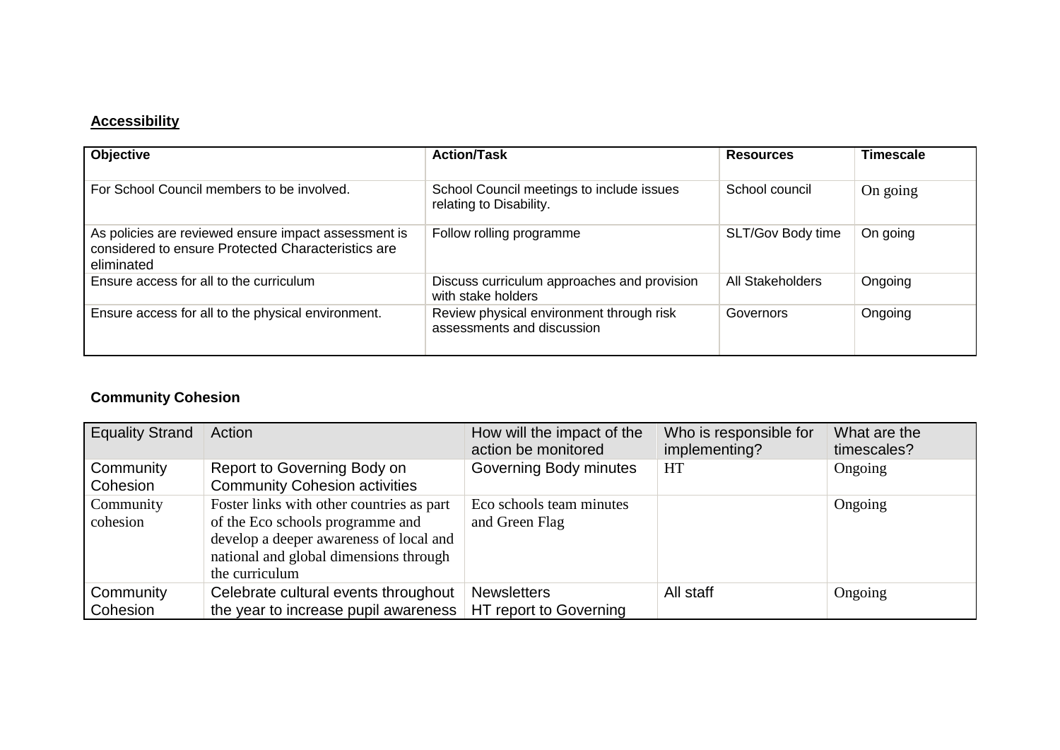## **Accessibility**

| Objective | Action/Task | Resources | Timescale |
|---|---|---|---|
| For School Council members to be involved. | School Council meetings to include issues relating to Disability. | School council | On going |
| As policies are reviewed ensure impact assessment is considered to ensure Protected Characteristics are eliminated | Follow rolling programme | SLT/Gov Body time | On going |
| Ensure access for all to the curriculum | Discuss curriculum approaches and provision with stake holders | All Stakeholders | Ongoing |
| Ensure access for all to the physical environment. | Review physical environment through risk assessments and discussion | Governors | Ongoing |

## **Community Cohesion**

| Equality Strand | Action | How will the impact of the action be monitored | Who is responsible for implementing? | What are the timescales? |
|---|---|---|---|---|
| Community Cohesion | Report to Governing Body on Community Cohesion activities | Governing Body minutes | HT | Ongoing |
| Community cohesion | Foster links with other countries as part of the Eco schools programme and develop a deeper awareness of local and national and global dimensions through the curriculum | Eco schools team minutes and Green Flag | | Ongoing |
| Community Cohesion | Celebrate cultural events throughout the year to increase pupil awareness | Newsletters<br>HT report to Governing | All staff | Ongoing |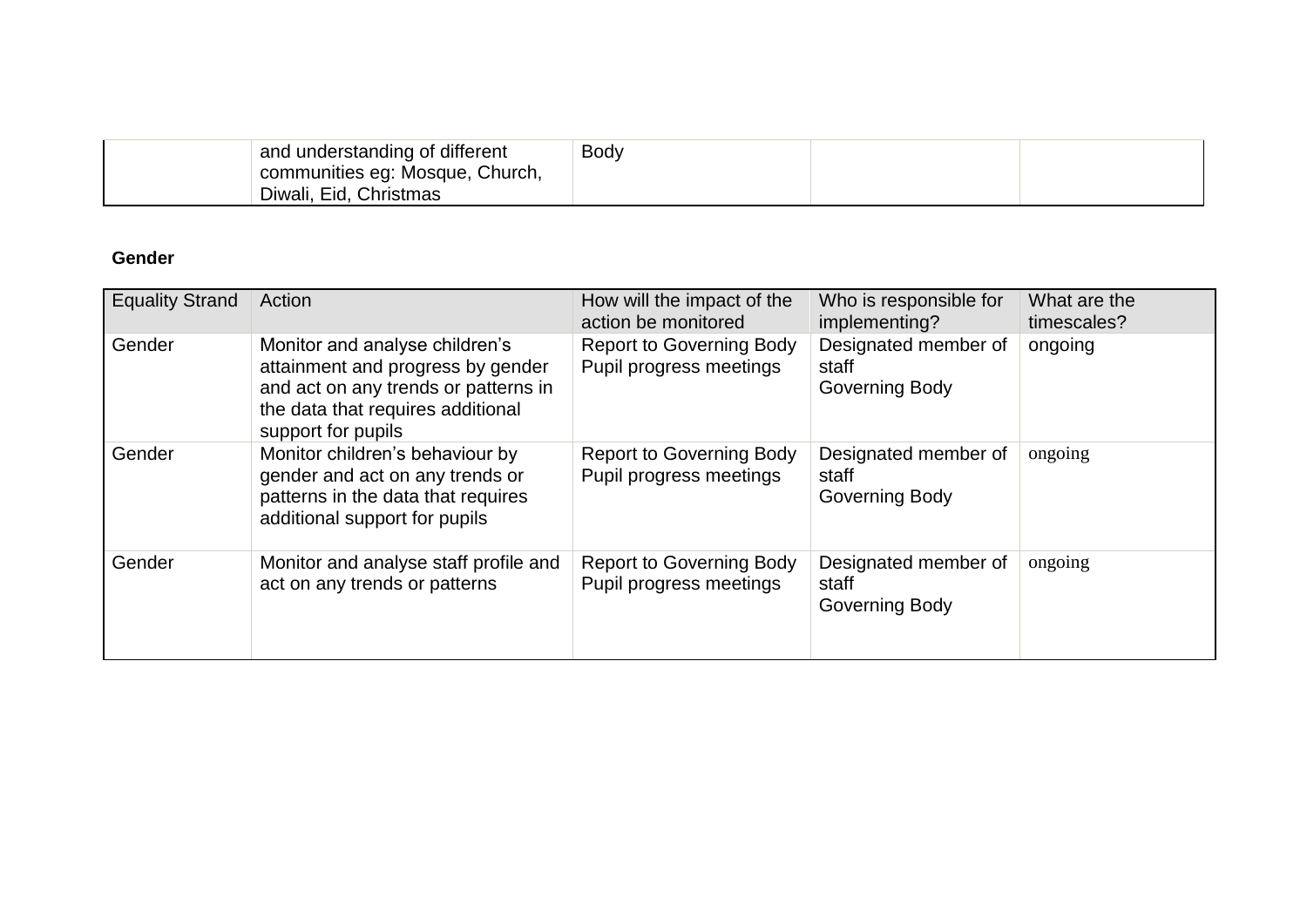| | and understanding of different communities eg: Mosque, Church, Diwali, Eid, Christmas | Body | | |
|---|---|---|---|---|

**Gender**

| Equality Strand | Action | How will the impact of the action be monitored | Who is responsible for implementing? | What are the timescales? |
|---|---|---|---|---|
| Gender | Monitor and analyse children's attainment and progress by gender and act on any trends or patterns in the data that requires additional support for pupils | Report to Governing Body<br>Pupil progress meetings | Designated member of staff<br>Governing Body | ongoing |
| Gender | Monitor children's behaviour by gender and act on any trends or patterns in the data that requires additional support for pupils | Report to Governing Body<br>Pupil progress meetings | Designated member of staff<br>Governing Body | ongoing |
| Gender | Monitor and analyse staff profile and act on any trends or patterns | Report to Governing Body<br>Pupil progress meetings | Designated member of staff<br>Governing Body | ongoing |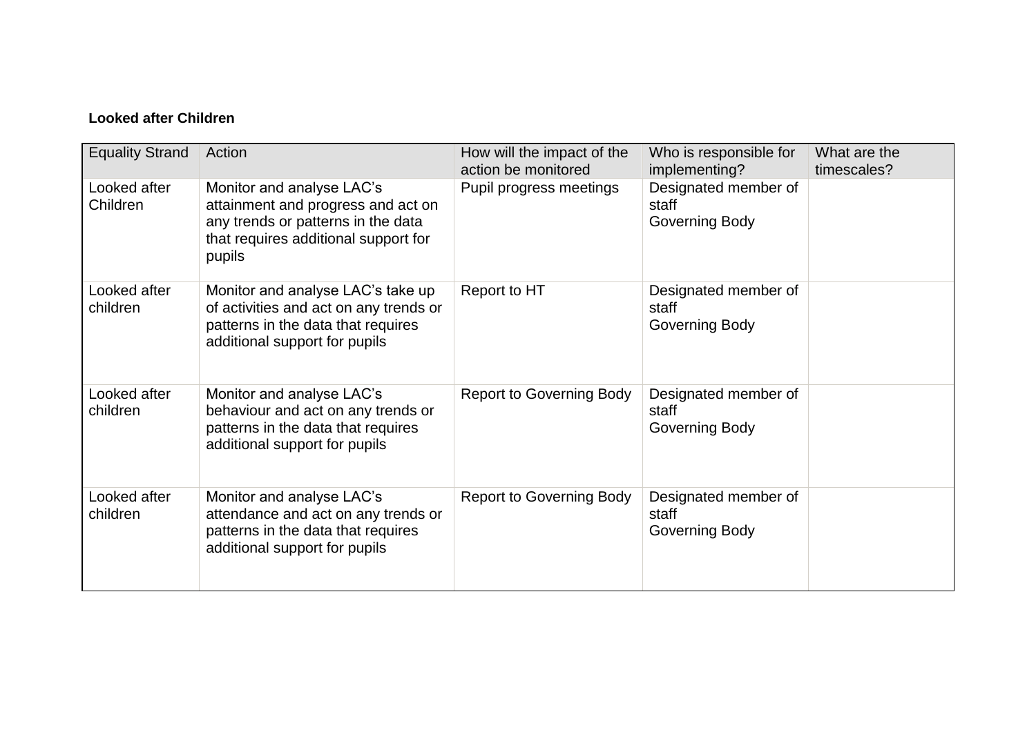**Looked after Children**

| Equality Strand | Action | How will the impact of the action be monitored | Who is responsible for implementing? | What are the timescales? |
|---|---|---|---|---|
| Looked after Children | Monitor and analyse LAC's attainment and progress and act on any trends or patterns in the data that requires additional support for pupils | Pupil progress meetings | Designated member of staff<br>Governing Body | |
| Looked after children | Monitor and analyse LAC's take up of activities and act on any trends or patterns in the data that requires additional support for pupils | Report to HT | Designated member of staff<br>Governing Body | |
| Looked after children | Monitor and analyse LAC's behaviour and act on any trends or patterns in the data that requires additional support for pupils | Report to Governing Body | Designated member of staff<br>Governing Body | |
| Looked after children | Monitor and analyse LAC's attendance and act on any trends or patterns in the data that requires additional support for pupils | Report to Governing Body | Designated member of staff<br>Governing Body | |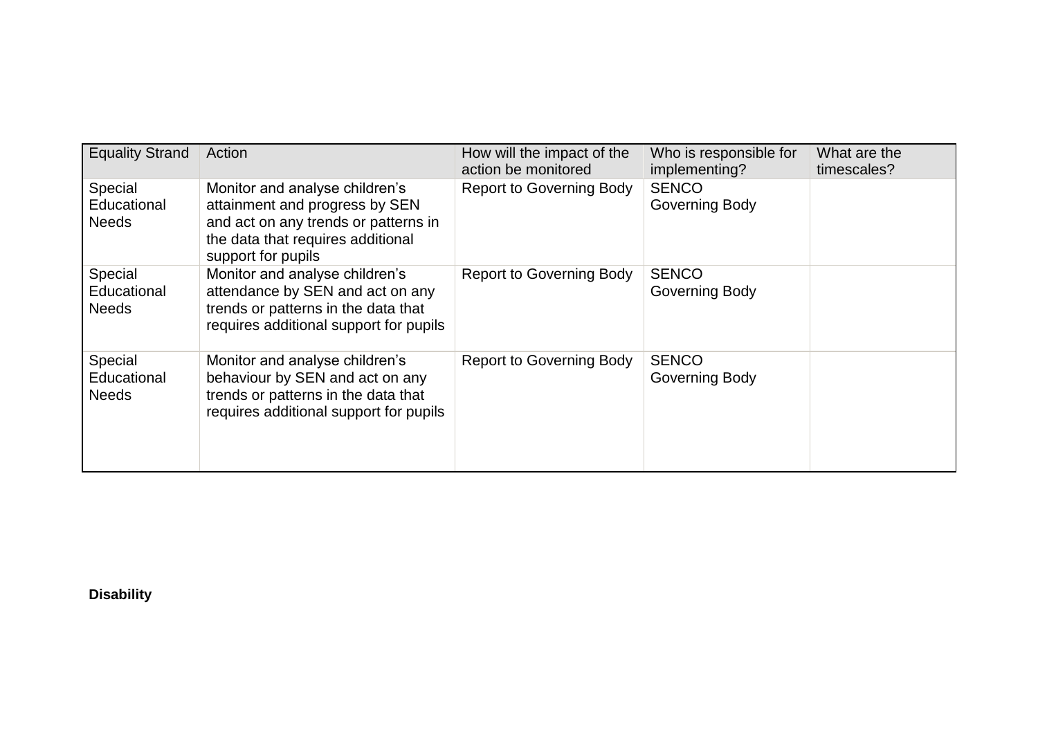| Equality Strand | Action | How will the impact of the action be monitored | Who is responsible for implementing? | What are the timescales? |
|---|---|---|---|---|
| Special Educational Needs | Monitor and analyse children's attainment and progress by SEN and act on any trends or patterns in the data that requires additional support for pupils | Report to Governing Body | SENCO<br>Governing Body | |
| Special Educational Needs | Monitor and analyse children's attendance by SEN and act on any trends or patterns in the data that requires additional support for pupils | Report to Governing Body | SENCO<br>Governing Body | |
| Special Educational Needs | Monitor and analyse children's behaviour by SEN and act on any trends or patterns in the data that requires additional support for pupils | Report to Governing Body | SENCO<br>Governing Body | |

**Disability**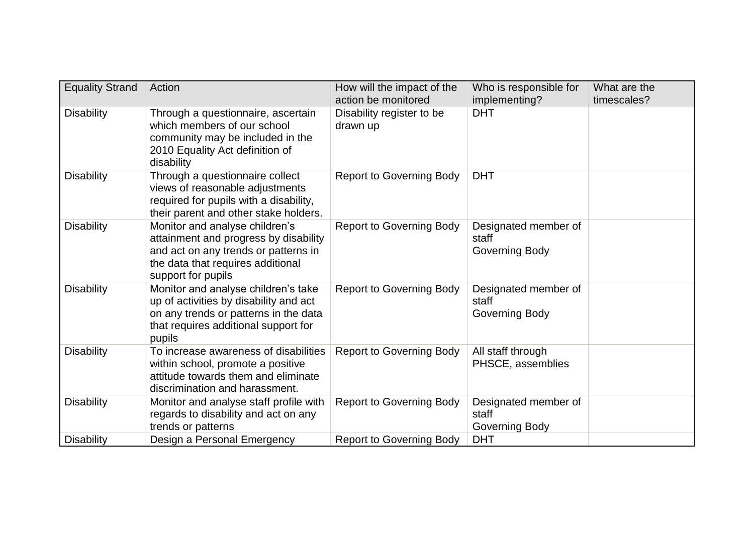| Equality Strand | Action | How will the impact of the action be monitored | Who is responsible for implementing? | What are the timescales? |
|---|---|---|---|---|
| Disability | Through a questionnaire, ascertain which members of our school community may be included in the 2010 Equality Act definition of disability | Disability register to be drawn up | DHT | |
| Disability | Through a questionnaire collect views of reasonable adjustments required for pupils with a disability, their parent and other stake holders. | Report to Governing Body | DHT | |
| Disability | Monitor and analyse children's attainment and progress by disability and act on any trends or patterns in the data that requires additional support for pupils | Report to Governing Body | Designated member of staff<br>Governing Body | |
| Disability | Monitor and analyse children's take up of activities by disability and act on any trends or patterns in the data that requires additional support for pupils | Report to Governing Body | Designated member of staff<br>Governing Body | |
| Disability | To increase awareness of disabilities within school, promote a positive attitude towards them and eliminate discrimination and harassment. | Report to Governing Body | All staff through PHSCE, assemblies | |
| Disability | Monitor and analyse staff profile with regards to disability and act on any trends or patterns | Report to Governing Body | Designated member of staff<br>Governing Body | |
| Disability | Design a Personal Emergency | Report to Governing Body | DHT | |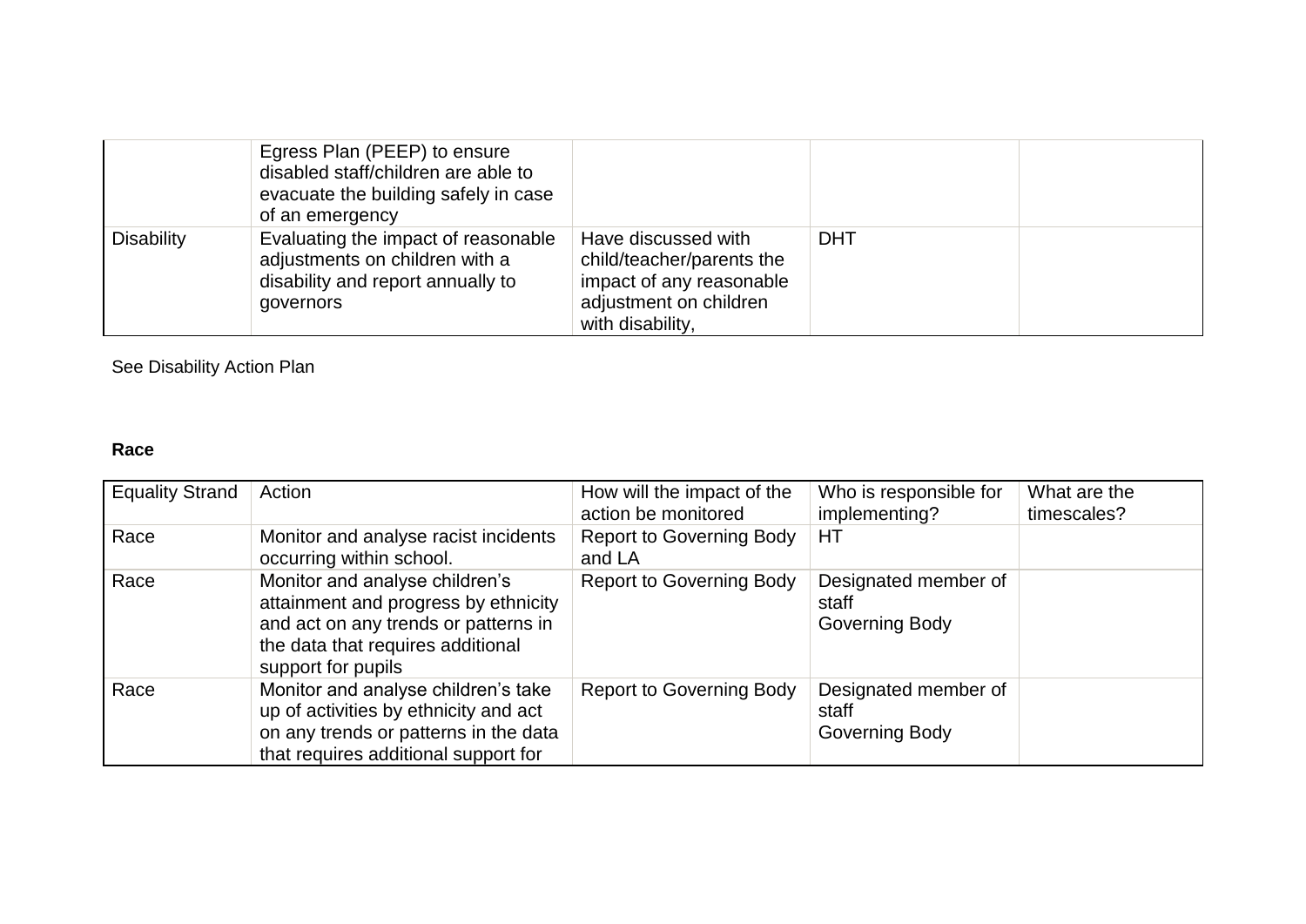|  | Egress Plan (PEEP) to ensure disabled staff/children are able to evacuate the building safely in case of an emergency |  |  |  |
|---|---|---|---|---|
| Disability | Evaluating the impact of reasonable adjustments on children with a disability and report annually to governors | Have discussed with child/teacher/parents the impact of any reasonable adjustment on children with disability, | DHT |  |

See Disability Action Plan

**Race**

| Equality Strand | Action | How will the impact of the action be monitored | Who is responsible for implementing? | What are the timescales? |
|---|---|---|---|---|
| Race | Monitor and analyse racist incidents occurring within school. | Report to Governing Body and LA | HT |  |
| Race | Monitor and analyse children's attainment and progress by ethnicity and act on any trends or patterns in the data that requires additional support for pupils | Report to Governing Body | Designated member of staff<br>Governing Body |  |
| Race | Monitor and analyse children's take up of activities by ethnicity and act on any trends or patterns in the data that requires additional support for | Report to Governing Body | Designated member of staff<br>Governing Body |  |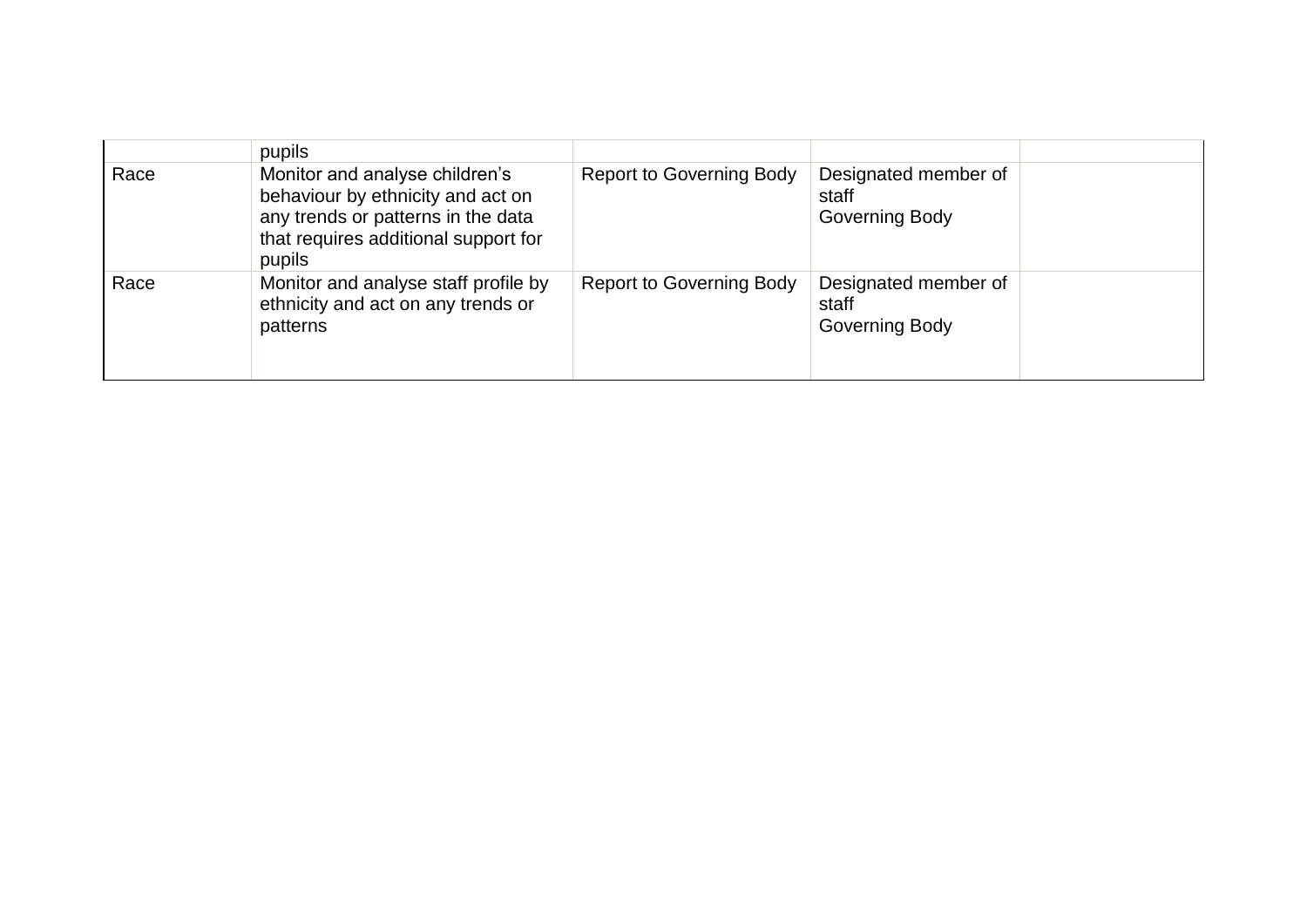| | | | | |
|---|---|---|---|---|
| | pupils | | | |
| Race | Monitor and analyse children's behaviour by ethnicity and act on any trends or patterns in the data that requires additional support for pupils | Report to Governing Body | Designated member of staff<br>Governing Body | |
| Race | Monitor and analyse staff profile by ethnicity and act on any trends or patterns | Report to Governing Body | Designated member of staff<br>Governing Body | |